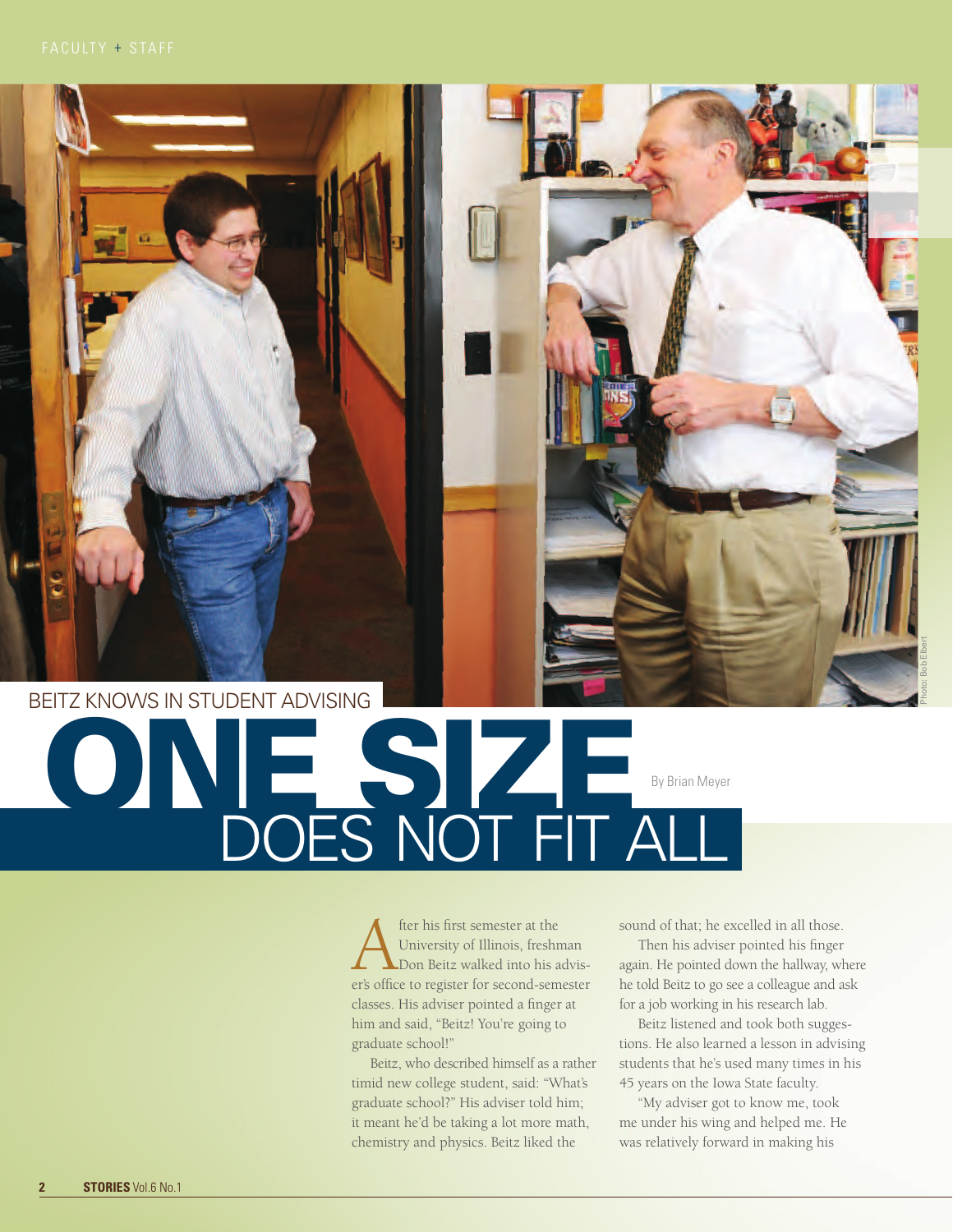BEITZ KNOWS IN STUDENT ADVISING

# ONE SIZE DOES NOT FIT ALL

By Brian Meyer

After his first semester at the University of Illinois, freshman Don Beitz walked into his adviser's office to register for second-semester classes. His adviser pointed a finger at him and said, "Beitz! You're going to graduate school!"

Beitz, who described himself as a rather timid new college student, said: "What's graduate school?" His adviser told him; it meant he'd be taking a lot more math, chemistry and physics. Beitz liked the sound of that; he excelled in all those.

Then his adviser pointed his finger again. He pointed down the hallway, where he told Beitz to go see a colleague and ask for a job working in his research lab.

Beitz listened and took both suggestions. He also learned a lesson in advising students that he's used many times in his 45 years on the Iowa State faculty.

"My adviser got to know me, took me under his wing and helped me. He was relatively forward in making his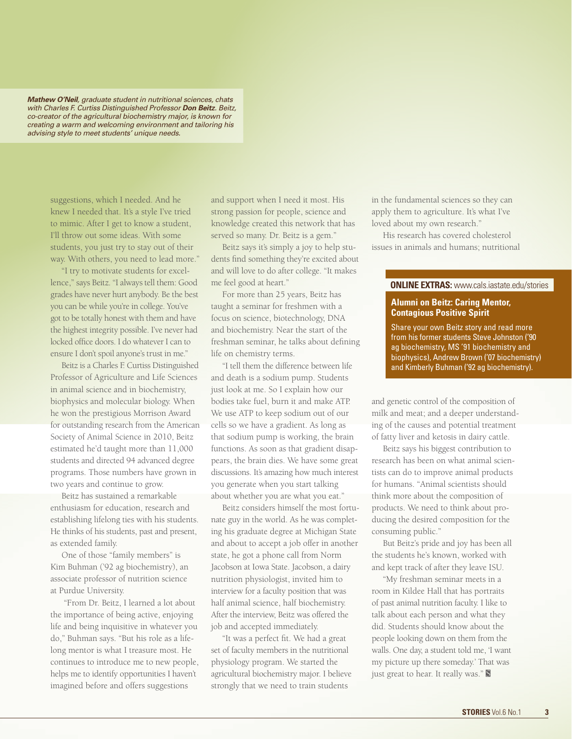***Mathew O'Neil**, graduate student in nutritional sciences, chats with Charles F. Curtiss Distinguished Professor **Don Beitz**. Beitz, co-creator of the agricultural biochemistry major, is known for creating a warm and welcoming environment and tailoring his advising style to meet students' unique needs.*

suggestions, which I needed. And he knew I needed that. It's a style I've tried to mimic. After I get to know a student, I'll throw out some ideas. With some students, you just try to stay out of their way. With others, you need to lead more."

"I try to motivate students for excellence," says Beitz. "I always tell them: Good grades have never hurt anybody. Be the best you can be while you're in college. You've got to be totally honest with them and have the highest integrity possible. I've never had locked office doors. I do whatever I can to ensure I don't spoil anyone's trust in me."

Beitz is a Charles F. Curtiss Distinguished Professor of Agriculture and Life Sciences in animal science and in biochemistry, biophysics and molecular biology. When he won the prestigious Morrison Award for outstanding research from the American Society of Animal Science in 2010, Beitz estimated he'd taught more than 11,000 students and directed 94 advanced degree programs. Those numbers have grown in two years and continue to grow.

Beitz has sustained a remarkable enthusiasm for education, research and establishing lifelong ties with his students. He thinks of his students, past and present, as extended family.

One of those "family members" is Kim Buhman ('92 ag biochemistry), an associate professor of nutrition science at Purdue University.

"From Dr. Beitz, I learned a lot about the importance of being active, enjoying life and being inquisitive in whatever you do," Buhman says. "But his role as a lifelong mentor is what I treasure most. He continues to introduce me to new people, helps me to identify opportunities I haven't imagined before and offers suggestions and support when I need it most. His strong passion for people, science and knowledge created this network that has served so many. Dr. Beitz is a gem."

Beitz says it's simply a joy to help students find something they're excited about and will love to do after college. "It makes me feel good at heart."

For more than 25 years, Beitz has taught a seminar for freshmen with a focus on science, biotechnology, DNA and biochemistry. Near the start of the freshman seminar, he talks about defining life on chemistry terms.

"I tell them the difference between life and death is a sodium pump. Students just look at me. So I explain how our bodies take fuel, burn it and make ATP. We use ATP to keep sodium out of our cells so we have a gradient. As long as that sodium pump is working, the brain functions. As soon as that gradient disappears, the brain dies. We have some great discussions. It's amazing how much interest you generate when you start talking about whether you are what you eat."

Beitz considers himself the most fortunate guy in the world. As he was completing his graduate degree at Michigan State and about to accept a job offer in another state, he got a phone call from Norm Jacobson at Iowa State. Jacobson, a dairy nutrition physiologist, invited him to interview for a faculty position that was half animal science, half biochemistry. After the interview, Beitz was offered the job and accepted immediately.

"It was a perfect fit. We had a great set of faculty members in the nutritional physiology program. We started the agricultural biochemistry major. I believe strongly that we need to train students in the fundamental sciences so they can apply them to agriculture. It's what I've loved about my own research."

His research has covered cholesterol issues in animals and humans; nutritional and genetic control of the composition of milk and meat; and a deeper understanding of the causes and potential treatment of fatty liver and ketosis in dairy cattle.

Beitz says his biggest contribution to research has been on what animal scientists can do to improve animal products for humans. "Animal scientists should think more about the composition of products. We need to think about producing the desired composition for the consuming public."

But Beitz's pride and joy has been all the students he's known, worked with and kept track of after they leave ISU.

"My freshman seminar meets in a room in Kildee Hall that has portraits of past animal nutrition faculty. I like to talk about each person and what they did. Students should know about the people looking down on them from the walls. One day, a student told me, 'I want my picture up there someday.' That was just great to hear. It really was."

**ONLINE EXTRAS:** www.cals.iastate.edu/stories

**Alumni on Beitz: Caring Mentor, Contagious Positive Spirit**

Share your own Beitz story and read more from his former students Steve Johnston ('90 ag biochemistry, MS '91 biochemistry and biophysics), Andrew Brown ('07 biochemistry) and Kimberly Buhman ('92 ag biochemistry).